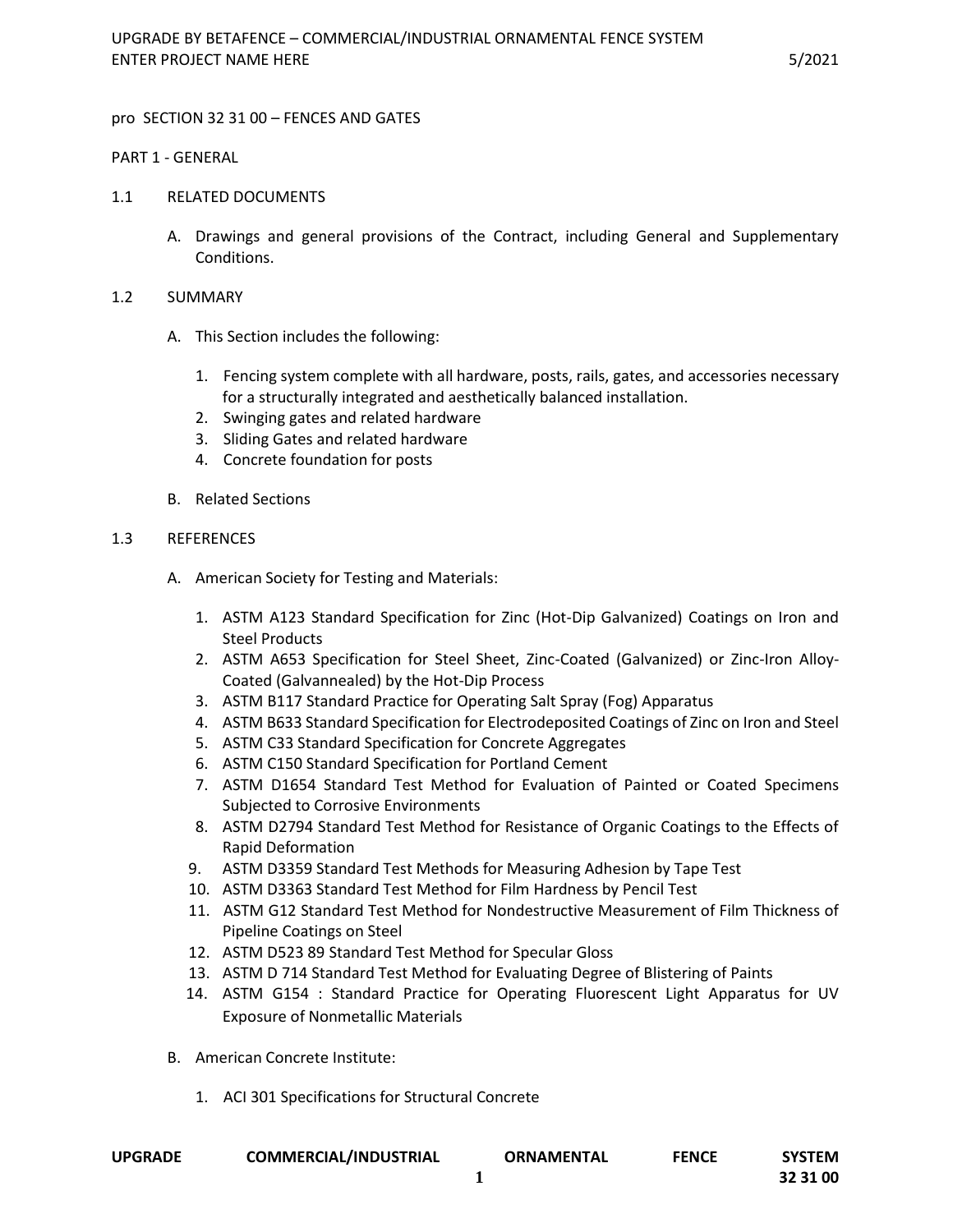pro SECTION 32 31 00 – FENCES AND GATES

PART 1 - GENERAL

1.1 RELATED DOCUMENTS

A. Drawings and general provisions of the Contract, including General and Supplementary Conditions.

1.2 SUMMARY

A. This Section includes the following:

1. Fencing system complete with all hardware, posts, rails, gates, and accessories necessary for a structurally integrated and aesthetically balanced installation.
2. Swinging gates and related hardware
3. Sliding Gates and related hardware
4. Concrete foundation for posts

B. Related Sections

1.3 REFERENCES

A. American Society for Testing and Materials:

1. ASTM A123 Standard Specification for Zinc (Hot-Dip Galvanized) Coatings on Iron and Steel Products
2. ASTM A653 Specification for Steel Sheet, Zinc-Coated (Galvanized) or Zinc-Iron Alloy-Coated (Galvannealed) by the Hot-Dip Process
3. ASTM B117 Standard Practice for Operating Salt Spray (Fog) Apparatus
4. ASTM B633 Standard Specification for Electrodeposited Coatings of Zinc on Iron and Steel
5. ASTM C33 Standard Specification for Concrete Aggregates
6. ASTM C150 Standard Specification for Portland Cement
7. ASTM D1654 Standard Test Method for Evaluation of Painted or Coated Specimens Subjected to Corrosive Environments
8. ASTM D2794 Standard Test Method for Resistance of Organic Coatings to the Effects of Rapid Deformation
9. ASTM D3359 Standard Test Methods for Measuring Adhesion by Tape Test
10. ASTM D3363 Standard Test Method for Film Hardness by Pencil Test
11. ASTM G12 Standard Test Method for Nondestructive Measurement of Film Thickness of Pipeline Coatings on Steel
12. ASTM D523 89 Standard Test Method for Specular Gloss
13. ASTM D 714 Standard Test Method for Evaluating Degree of Blistering of Paints
14. ASTM G154 : Standard Practice for Operating Fluorescent Light Apparatus for UV Exposure of Nonmetallic Materials

B. American Concrete Institute:

1. ACI 301 Specifications for Structural Concrete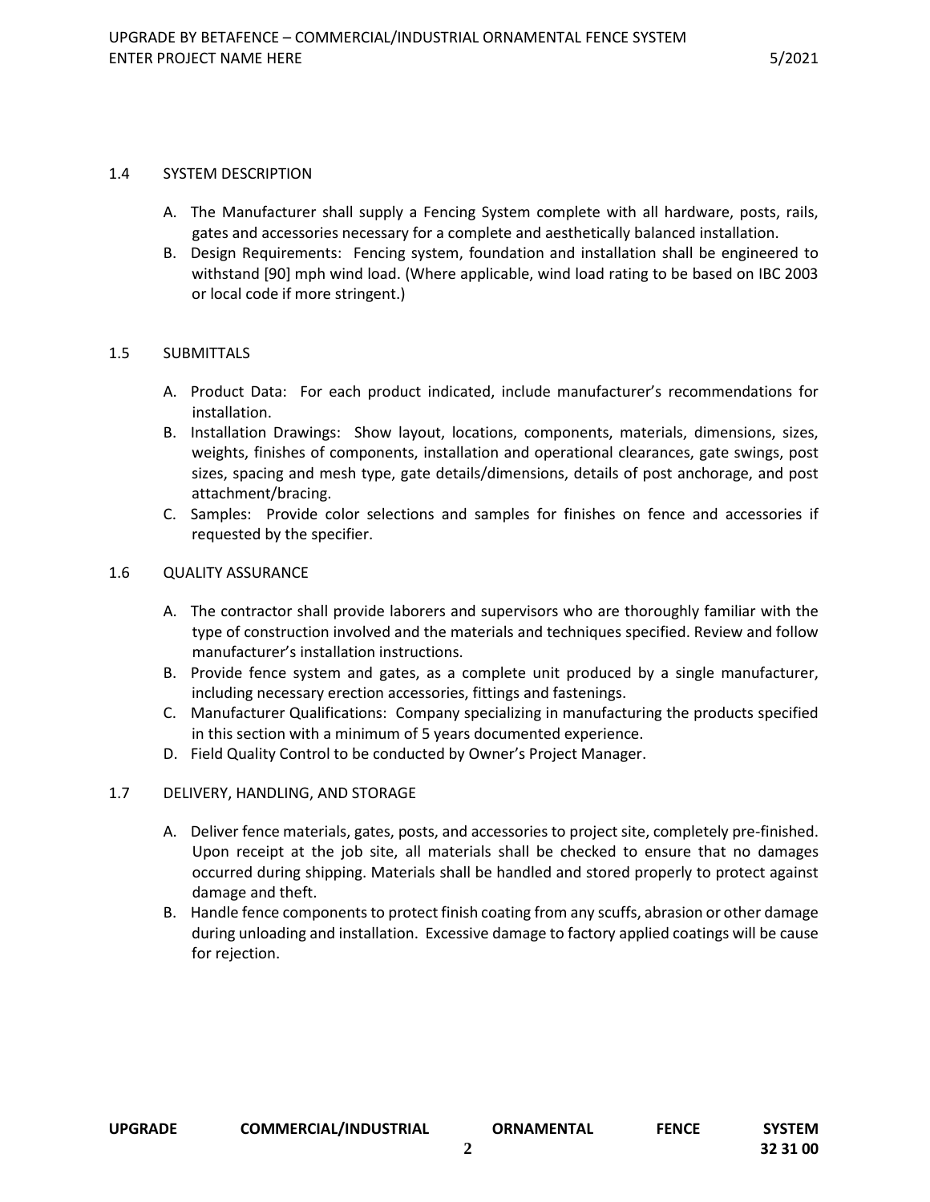## 1.4 SYSTEM DESCRIPTION

A. The Manufacturer shall supply a Fencing System complete with all hardware, posts, rails, gates and accessories necessary for a complete and aesthetically balanced installation.

B. Design Requirements: Fencing system, foundation and installation shall be engineered to withstand [90] mph wind load. (Where applicable, wind load rating to be based on IBC 2003 or local code if more stringent.)

## 1.5 SUBMITTALS

A. Product Data: For each product indicated, include manufacturer's recommendations for installation.

B. Installation Drawings: Show layout, locations, components, materials, dimensions, sizes, weights, finishes of components, installation and operational clearances, gate swings, post sizes, spacing and mesh type, gate details/dimensions, details of post anchorage, and post attachment/bracing.

C. Samples: Provide color selections and samples for finishes on fence and accessories if requested by the specifier.

## 1.6 QUALITY ASSURANCE

A. The contractor shall provide laborers and supervisors who are thoroughly familiar with the type of construction involved and the materials and techniques specified. Review and follow manufacturer's installation instructions.

B. Provide fence system and gates, as a complete unit produced by a single manufacturer, including necessary erection accessories, fittings and fastenings.

C. Manufacturer Qualifications: Company specializing in manufacturing the products specified in this section with a minimum of 5 years documented experience.

D. Field Quality Control to be conducted by Owner's Project Manager.

## 1.7 DELIVERY, HANDLING, AND STORAGE

A. Deliver fence materials, gates, posts, and accessories to project site, completely pre-finished. Upon receipt at the job site, all materials shall be checked to ensure that no damages occurred during shipping. Materials shall be handled and stored properly to protect against damage and theft.

B. Handle fence components to protect finish coating from any scuffs, abrasion or other damage during unloading and installation. Excessive damage to factory applied coatings will be cause for rejection.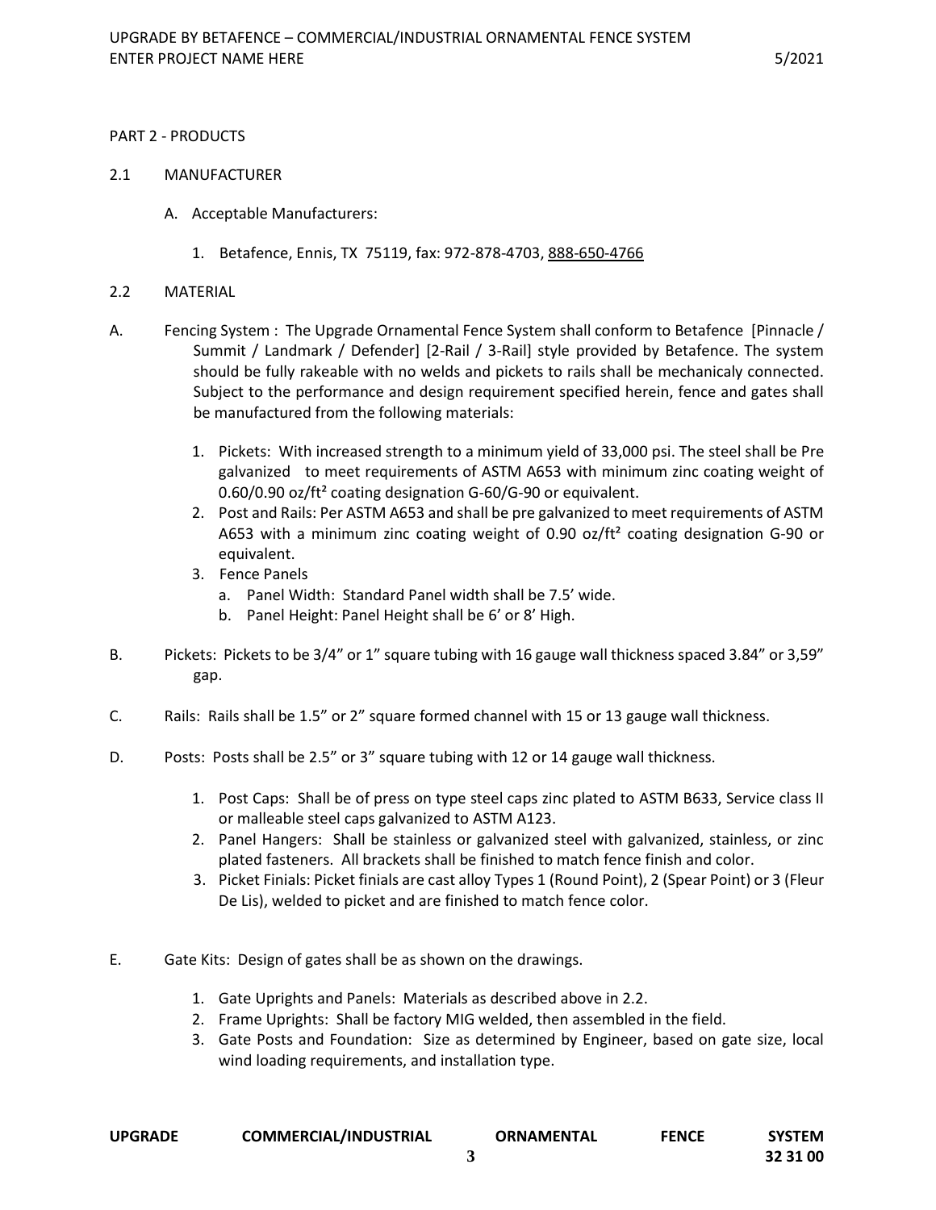PART 2 - PRODUCTS

2.1 MANUFACTURER

A. Acceptable Manufacturers:

1. Betafence, Ennis, TX 75119, fax: 972-878-4703, 888-650-4766

2.2 MATERIAL

A. Fencing System : The Upgrade Ornamental Fence System shall conform to Betafence [Pinnacle / Summit / Landmark / Defender] [2-Rail / 3-Rail] style provided by Betafence. The system should be fully rakeable with no welds and pickets to rails shall be mechanicaly connected. Subject to the performance and design requirement specified herein, fence and gates shall be manufactured from the following materials:

1. Pickets: With increased strength to a minimum yield of 33,000 psi. The steel shall be Pre galvanized to meet requirements of ASTM A653 with minimum zinc coating weight of 0.60/0.90 oz/ft² coating designation G-60/G-90 or equivalent.
2. Post and Rails: Per ASTM A653 and shall be pre galvanized to meet requirements of ASTM A653 with a minimum zinc coating weight of 0.90 oz/ft² coating designation G-90 or equivalent.
3. Fence Panels
   a. Panel Width: Standard Panel width shall be 7.5' wide.
   b. Panel Height: Panel Height shall be 6' or 8' High.

B. Pickets: Pickets to be 3/4" or 1" square tubing with 16 gauge wall thickness spaced 3.84" or 3,59" gap.

C. Rails: Rails shall be 1.5" or 2" square formed channel with 15 or 13 gauge wall thickness.

D. Posts: Posts shall be 2.5" or 3" square tubing with 12 or 14 gauge wall thickness.

1. Post Caps: Shall be of press on type steel caps zinc plated to ASTM B633, Service class II or malleable steel caps galvanized to ASTM A123.
2. Panel Hangers: Shall be stainless or galvanized steel with galvanized, stainless, or zinc plated fasteners. All brackets shall be finished to match fence finish and color.
3. Picket Finials: Picket finials are cast alloy Types 1 (Round Point), 2 (Spear Point) or 3 (Fleur De Lis), welded to picket and are finished to match fence color.

E. Gate Kits: Design of gates shall be as shown on the drawings.

1. Gate Uprights and Panels: Materials as described above in 2.2.
2. Frame Uprights: Shall be factory MIG welded, then assembled in the field.
3. Gate Posts and Foundation: Size as determined by Engineer, based on gate size, local wind loading requirements, and installation type.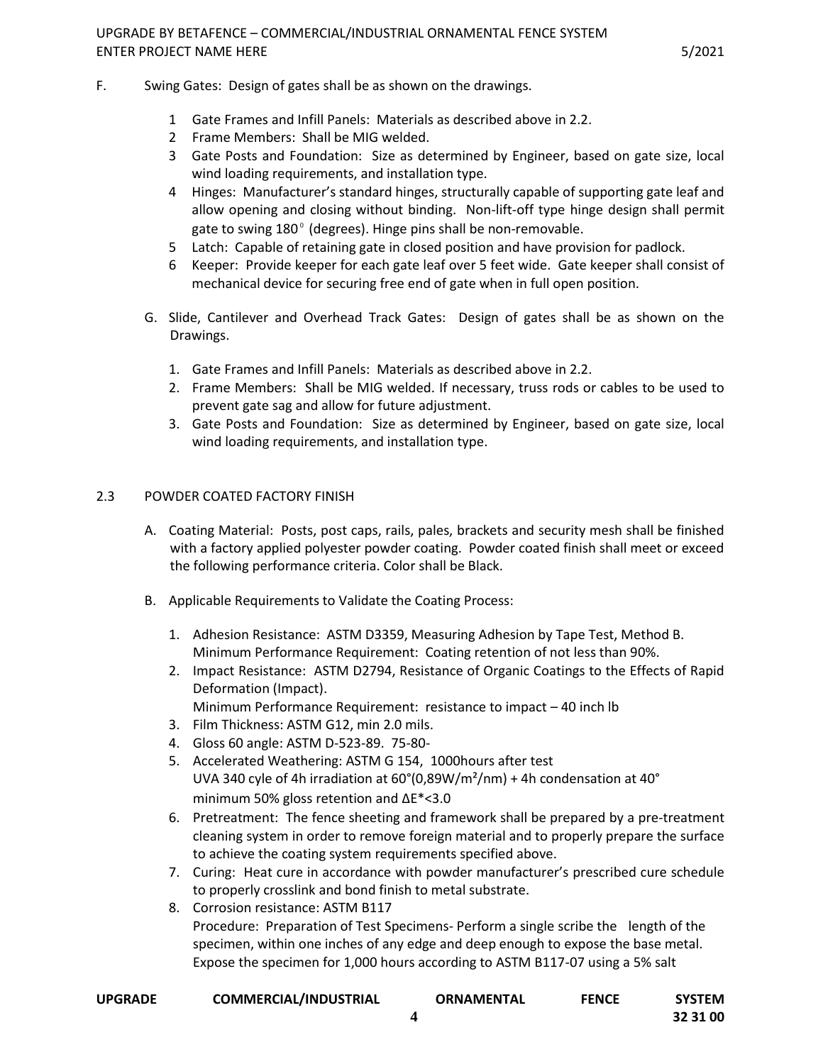F. Swing Gates: Design of gates shall be as shown on the drawings.

1. Gate Frames and Infill Panels: Materials as described above in 2.2.
2. Frame Members: Shall be MIG welded.
3. Gate Posts and Foundation: Size as determined by Engineer, based on gate size, local wind loading requirements, and installation type.
4. Hinges: Manufacturer's standard hinges, structurally capable of supporting gate leaf and allow opening and closing without binding. Non-lift-off type hinge design shall permit gate to swing $180^{\circ}$ (degrees). Hinge pins shall be non-removable.
5. Latch: Capable of retaining gate in closed position and have provision for padlock.
6. Keeper: Provide keeper for each gate leaf over 5 feet wide. Gate keeper shall consist of mechanical device for securing free end of gate when in full open position.

G. Slide, Cantilever and Overhead Track Gates: Design of gates shall be as shown on the Drawings.

1. Gate Frames and Infill Panels: Materials as described above in 2.2.
2. Frame Members: Shall be MIG welded. If necessary, truss rods or cables to be used to prevent gate sag and allow for future adjustment.
3. Gate Posts and Foundation: Size as determined by Engineer, based on gate size, local wind loading requirements, and installation type.

## 2.3 POWDER COATED FACTORY FINISH

A. Coating Material: Posts, post caps, rails, pales, brackets and security mesh shall be finished with a factory applied polyester powder coating. Powder coated finish shall meet or exceed the following performance criteria. Color shall be Black.

B. Applicable Requirements to Validate the Coating Process:

1. Adhesion Resistance: ASTM D3359, Measuring Adhesion by Tape Test, Method B. Minimum Performance Requirement: Coating retention of not less than 90%.
2. Impact Resistance: ASTM D2794, Resistance of Organic Coatings to the Effects of Rapid Deformation (Impact).
   Minimum Performance Requirement: resistance to impact – 40 inch lb
3. Film Thickness: ASTM G12, min 2.0 mils.
4. Gloss 60 angle: ASTM D-523-89. 75-80-
5. Accelerated Weathering: ASTM G 154, 1000hours after test
   UVA 340 cyle of 4h irradiation at 60°(0,89W/m²/nm) + 4h condensation at 40°
   minimum 50% gloss retention and $\Delta E^{*}<3.0$
6. Pretreatment: The fence sheeting and framework shall be prepared by a pre-treatment cleaning system in order to remove foreign material and to properly prepare the surface to achieve the coating system requirements specified above.
7. Curing: Heat cure in accordance with powder manufacturer's prescribed cure schedule to properly crosslink and bond finish to metal substrate.
8. Corrosion resistance: ASTM B117
   Procedure: Preparation of Test Specimens- Perform a single scribe the length of the specimen, within one inches of any edge and deep enough to expose the base metal. Expose the specimen for 1,000 hours according to ASTM B117-07 using a 5% salt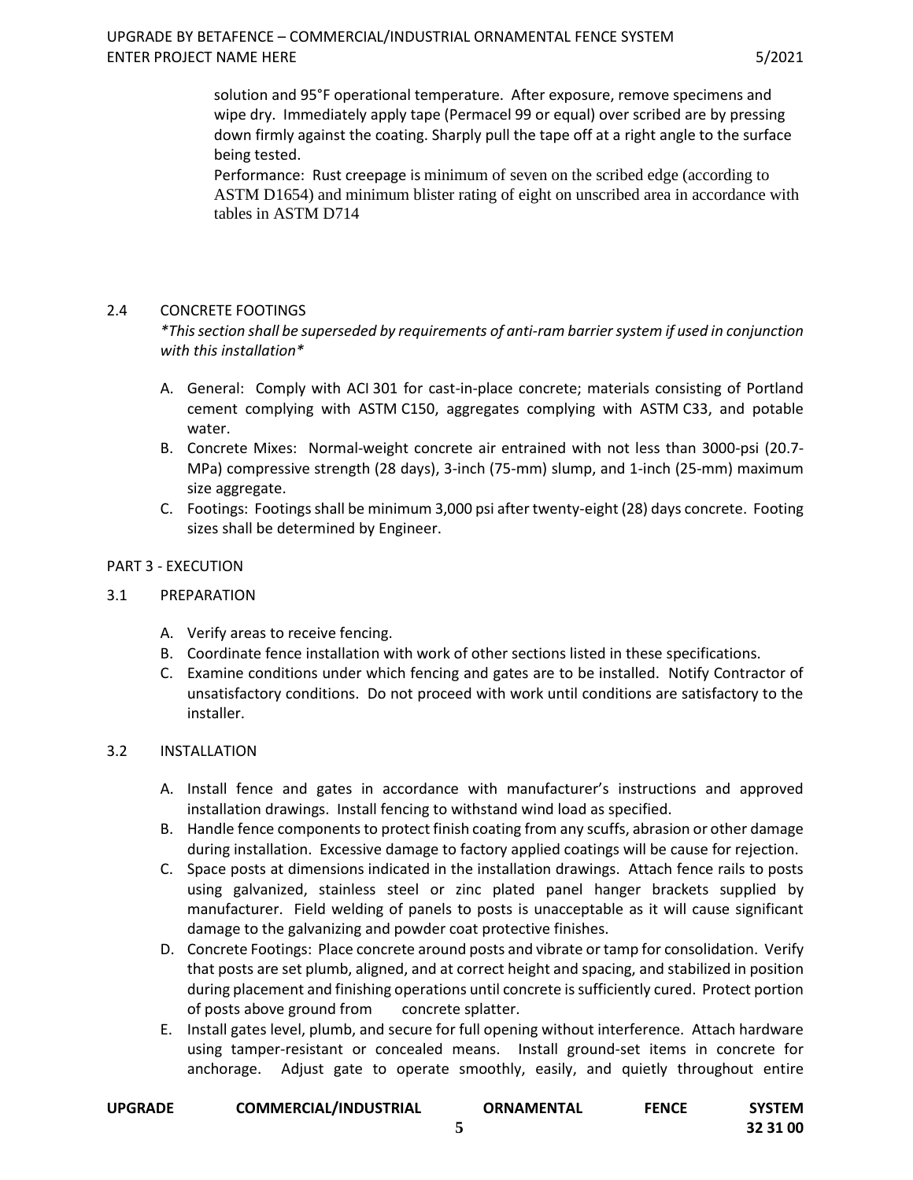solution and 95°F operational temperature. After exposure, remove specimens and wipe dry. Immediately apply tape (Permacel 99 or equal) over scribed are by pressing down firmly against the coating. Sharply pull the tape off at a right angle to the surface being tested.

Performance: Rust creepage is minimum of seven on the scribed edge (according to ASTM D1654) and minimum blister rating of eight on unscribed area in accordance with tables in ASTM D714

2.4 CONCRETE FOOTINGS

*\*This section shall be superseded by requirements of anti-ram barrier system if used in conjunction with this installation\**

A. General: Comply with ACI 301 for cast-in-place concrete; materials consisting of Portland cement complying with ASTM C150, aggregates complying with ASTM C33, and potable water.

B. Concrete Mixes: Normal-weight concrete air entrained with not less than 3000-psi (20.7-MPa) compressive strength (28 days), 3-inch (75-mm) slump, and 1-inch (25-mm) maximum size aggregate.

C. Footings: Footings shall be minimum 3,000 psi after twenty-eight (28) days concrete. Footing sizes shall be determined by Engineer.

PART 3 - EXECUTION

3.1 PREPARATION

A. Verify areas to receive fencing.

B. Coordinate fence installation with work of other sections listed in these specifications.

C. Examine conditions under which fencing and gates are to be installed. Notify Contractor of unsatisfactory conditions. Do not proceed with work until conditions are satisfactory to the installer.

3.2 INSTALLATION

A. Install fence and gates in accordance with manufacturer's instructions and approved installation drawings. Install fencing to withstand wind load as specified.

B. Handle fence components to protect finish coating from any scuffs, abrasion or other damage during installation. Excessive damage to factory applied coatings will be cause for rejection.

C. Space posts at dimensions indicated in the installation drawings. Attach fence rails to posts using galvanized, stainless steel or zinc plated panel hanger brackets supplied by manufacturer. Field welding of panels to posts is unacceptable as it will cause significant damage to the galvanizing and powder coat protective finishes.

D. Concrete Footings: Place concrete around posts and vibrate or tamp for consolidation. Verify that posts are set plumb, aligned, and at correct height and spacing, and stabilized in position during placement and finishing operations until concrete is sufficiently cured. Protect portion of posts above ground from concrete splatter.

E. Install gates level, plumb, and secure for full opening without interference. Attach hardware using tamper-resistant or concealed means. Install ground-set items in concrete for anchorage. Adjust gate to operate smoothly, easily, and quietly throughout entire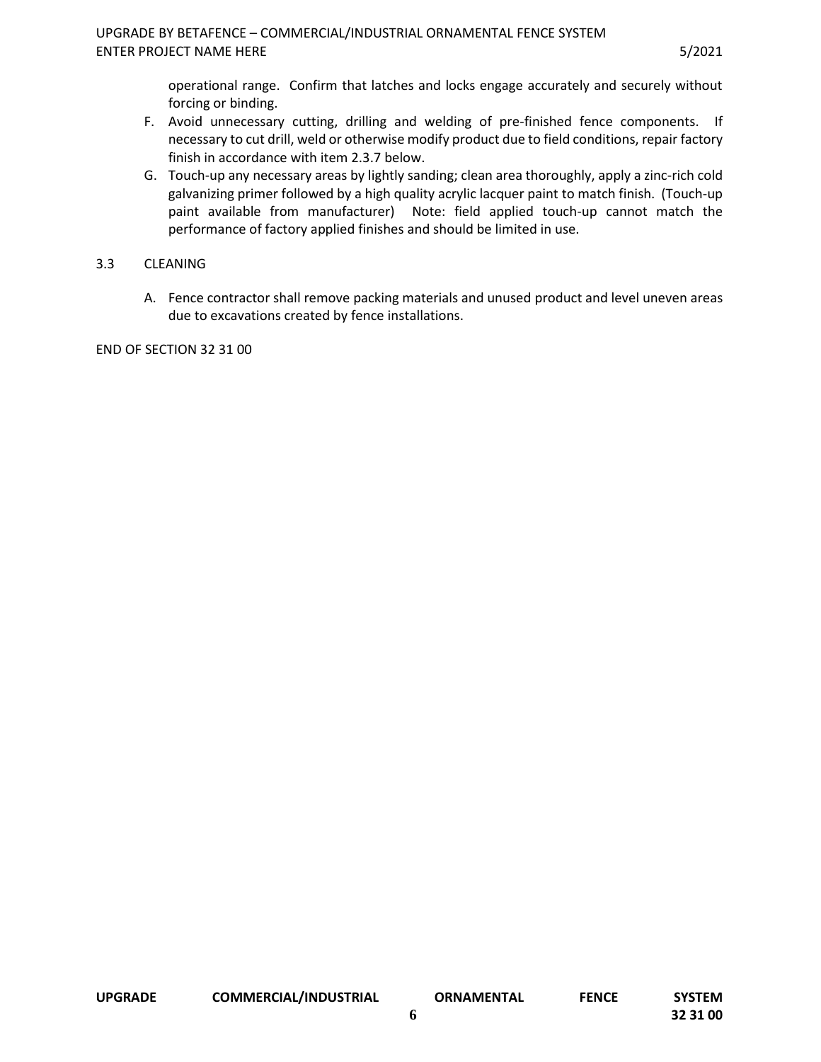operational range. Confirm that latches and locks engage accurately and securely without forcing or binding.

F. Avoid unnecessary cutting, drilling and welding of pre-finished fence components. If necessary to cut drill, weld or otherwise modify product due to field conditions, repair factory finish in accordance with item 2.3.7 below.

G. Touch-up any necessary areas by lightly sanding; clean area thoroughly, apply a zinc-rich cold galvanizing primer followed by a high quality acrylic lacquer paint to match finish. (Touch-up paint available from manufacturer) Note: field applied touch-up cannot match the performance of factory applied finishes and should be limited in use.

3.3 CLEANING

A. Fence contractor shall remove packing materials and unused product and level uneven areas due to excavations created by fence installations.

END OF SECTION 32 31 00